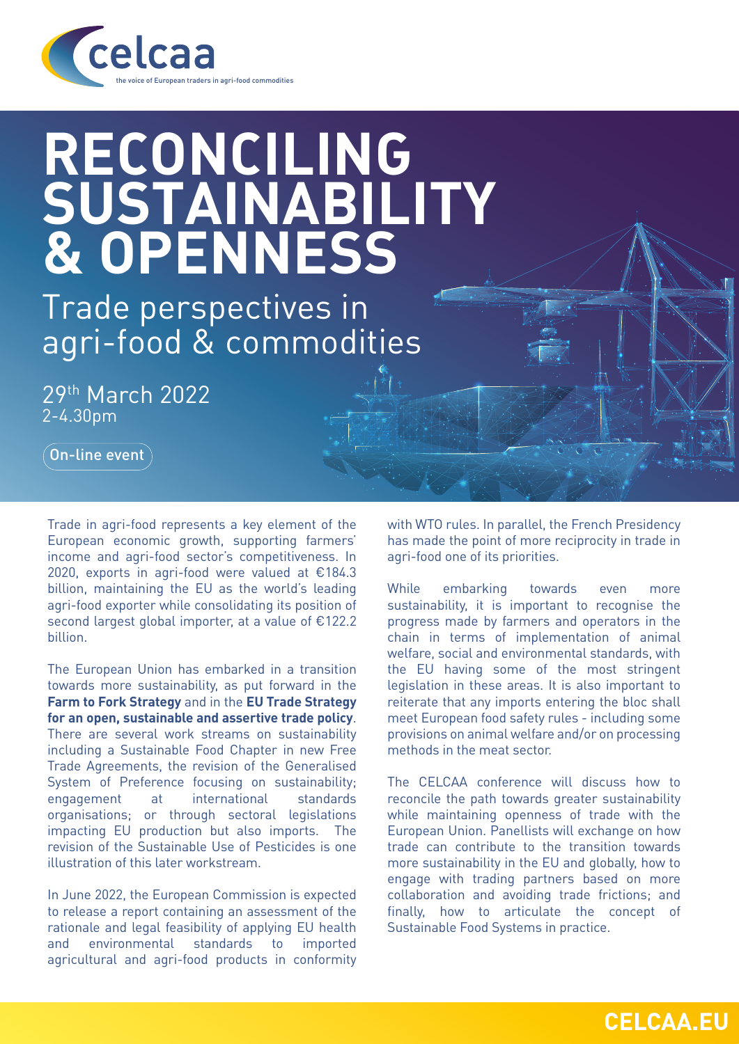celcaa

the voice of European traders in agri-food commodities

# RECONCILING SUSTAINABILITY & OPENNESS

## Trade perspectives in agri-food & commodities

29th March 2022
2-4.30pm

On-line event

Trade in agri-food represents a key element of the European economic growth, supporting farmers' income and agri-food sector's competitiveness. In 2020, exports in agri-food were valued at €184.3 billion, maintaining the EU as the world's leading agri-food exporter while consolidating its position of second largest global importer, at a value of €122.2 billion.

The European Union has embarked in a transition towards more sustainability, as put forward in the **Farm to Fork Strategy** and in the **EU Trade Strategy for an open, sustainable and assertive trade policy**. There are several work streams on sustainability including a Sustainable Food Chapter in new Free Trade Agreements, the revision of the Generalised System of Preference focusing on sustainability; engagement at international standards organisations; or through sectoral legislations impacting EU production but also imports. The revision of the Sustainable Use of Pesticides is one illustration of this later workstream.

In June 2022, the European Commission is expected to release a report containing an assessment of the rationale and legal feasibility of applying EU health and environmental standards to imported agricultural and agri-food products in conformity with WTO rules. In parallel, the French Presidency has made the point of more reciprocity in trade in agri-food one of its priorities.

While embarking towards even more sustainability, it is important to recognise the progress made by farmers and operators in the chain in terms of implementation of animal welfare, social and environmental standards, with the EU having some of the most stringent legislation in these areas. It is also important to reiterate that any imports entering the bloc shall meet European food safety rules - including some provisions on animal welfare and/or on processing methods in the meat sector.

The CELCAA conference will discuss how to reconcile the path towards greater sustainability while maintaining openness of trade with the European Union. Panellists will exchange on how trade can contribute to the transition towards more sustainability in the EU and globally, how to engage with trading partners based on more collaboration and avoiding trade frictions; and finally, how to articulate the concept of Sustainable Food Systems in practice.

CELCAA.EU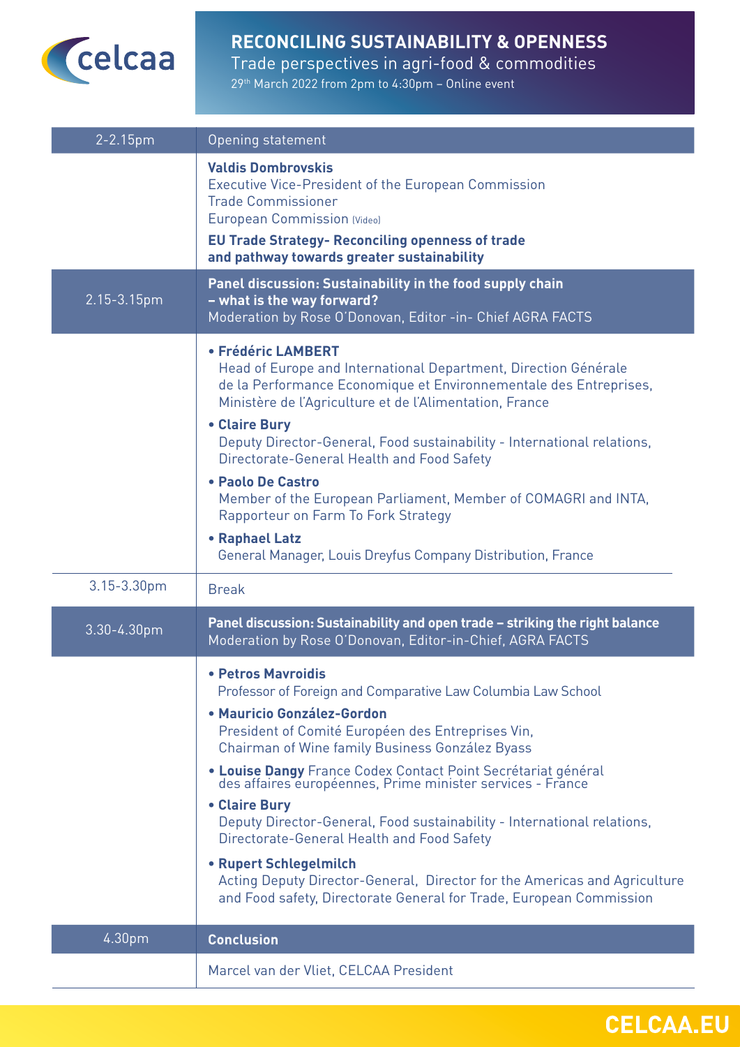# RECONCILING SUSTAINABILITY & OPENNESS

Trade perspectives in agri-food & commodities

29th March 2022 from 2pm to 4:30pm – Online event

| | |
|---|---|
| 2-2.15pm | Opening statement |
| | **Valdis Dombrovskis**<br>Executive Vice-President of the European Commission<br>Trade Commissioner<br>European Commission (Video)<br>**EU Trade Strategy- Reconciling openness of trade and pathway towards greater sustainability** |
| 2.15-3.15pm | **Panel discussion: Sustainability in the food supply chain – what is the way forward?**<br>Moderation by Rose O'Donovan, Editor -in- Chief AGRA FACTS |
| | • **Frédéric LAMBERT**<br>Head of Europe and International Department, Direction Générale de la Performance Economique et Environnementale des Entreprises, Ministère de l'Agriculture et de l'Alimentation, France<br>• **Claire Bury**<br>Deputy Director-General, Food sustainability - International relations, Directorate-General Health and Food Safety<br>• **Paolo De Castro**<br>Member of the European Parliament, Member of COMAGRI and INTA, Rapporteur on Farm To Fork Strategy<br>• **Raphael Latz**<br>General Manager, Louis Dreyfus Company Distribution, France |
| 3.15-3.30pm | Break |
| 3.30-4.30pm | **Panel discussion: Sustainability and open trade – striking the right balance**<br>Moderation by Rose O'Donovan, Editor-in-Chief, AGRA FACTS |
| | • **Petros Mavroidis**<br>Professor of Foreign and Comparative Law Columbia Law School<br>• **Mauricio González-Gordon**<br>President of Comité Européen des Entreprises Vin, Chairman of Wine family Business González Byass<br>• **Louise Dangy** France Codex Contact Point Secrétariat général des affaires européennes, Prime minister services - France<br>• **Claire Bury**<br>Deputy Director-General, Food sustainability - International relations, Directorate-General Health and Food Safety<br>• **Rupert Schlegelmilch**<br>Acting Deputy Director-General, Director for the Americas and Agriculture and Food safety, Directorate General for Trade, European Commission |
| 4.30pm | **Conclusion** |
| | Marcel van der Vliet, CELCAA President |

CELCAA.EU